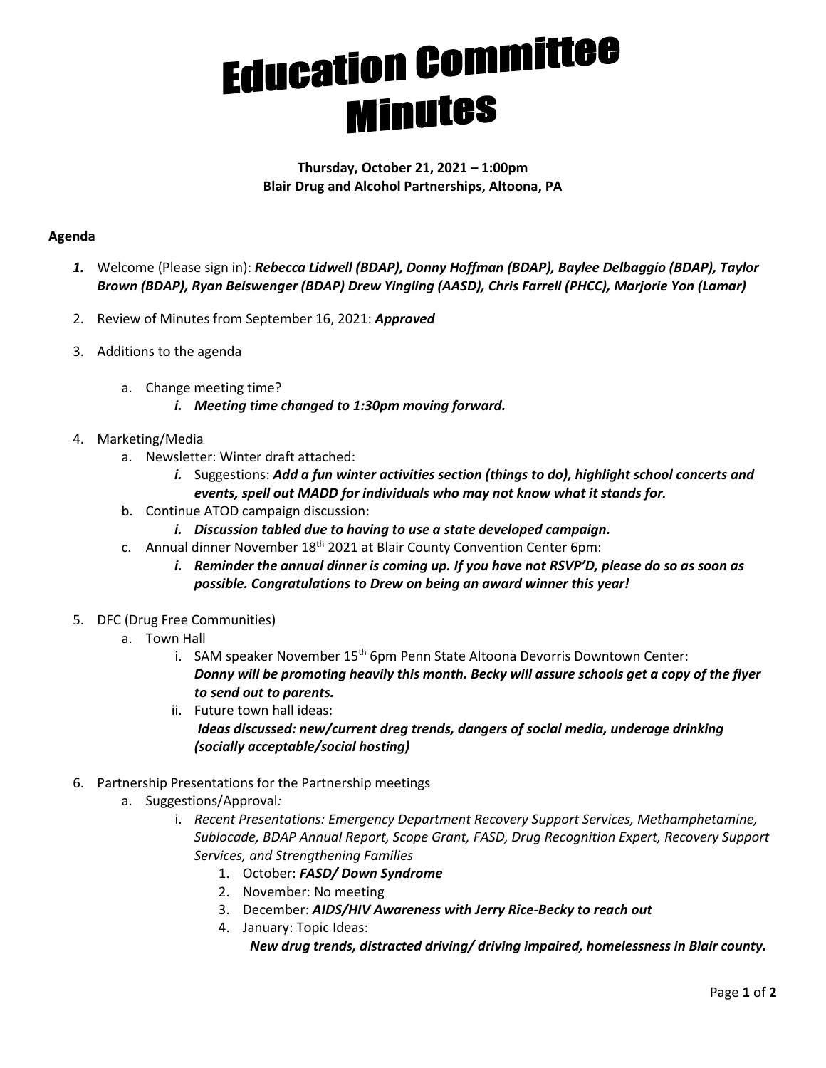# Education Committee Minutes

**Thursday, October 21, 2021 – 1:00pm**
**Blair Drug and Alcohol Partnerships, Altoona, PA**

**Agenda**

1. Welcome (Please sign in): ***Rebecca Lidwell (BDAP), Donny Hoffman (BDAP), Baylee Delbaggio (BDAP), Taylor Brown (BDAP), Ryan Beiswenger (BDAP) Drew Yingling (AASD), Chris Farrell (PHCC), Marjorie Yon (Lamar)***

2. Review of Minutes from September 16, 2021: ***Approved***

3. Additions to the agenda
   a. Change meeting time?
      i. ***Meeting time changed to 1:30pm moving forward.***

4. Marketing/Media
   a. Newsletter: Winter draft attached:
      i. Suggestions: ***Add a fun winter activities section (things to do), highlight school concerts and events, spell out MADD for individuals who may not know what it stands for.***
   b. Continue ATOD campaign discussion:
      i. ***Discussion tabled due to having to use a state developed campaign.***
   c. Annual dinner November 18th 2021 at Blair County Convention Center 6pm:
      i. ***Reminder the annual dinner is coming up. If you have not RSVP'D, please do so as soon as possible. Congratulations to Drew on being an award winner this year!***

5. DFC (Drug Free Communities)
   a. Town Hall
      i. SAM speaker November 15th 6pm Penn State Altoona Devorris Downtown Center: ***Donny will be promoting heavily this month. Becky will assure schools get a copy of the flyer to send out to parents.***
      ii. Future town hall ideas: ***Ideas discussed: new/current dreg trends, dangers of social media, underage drinking (socially acceptable/social hosting)***

6. Partnership Presentations for the Partnership meetings
   a. Suggestions/Approval*:*
      i. *Recent Presentations: Emergency Department Recovery Support Services, Methamphetamine, Sublocade, BDAP Annual Report, Scope Grant, FASD, Drug Recognition Expert, Recovery Support Services, and Strengthening Families*
         1. October: ***FASD/ Down Syndrome***
         2. November: No meeting
         3. December: ***AIDS/HIV Awareness with Jerry Rice-Becky to reach out***
         4. January: Topic Ideas: ***New drug trends, distracted driving/ driving impaired, homelessness in Blair county.***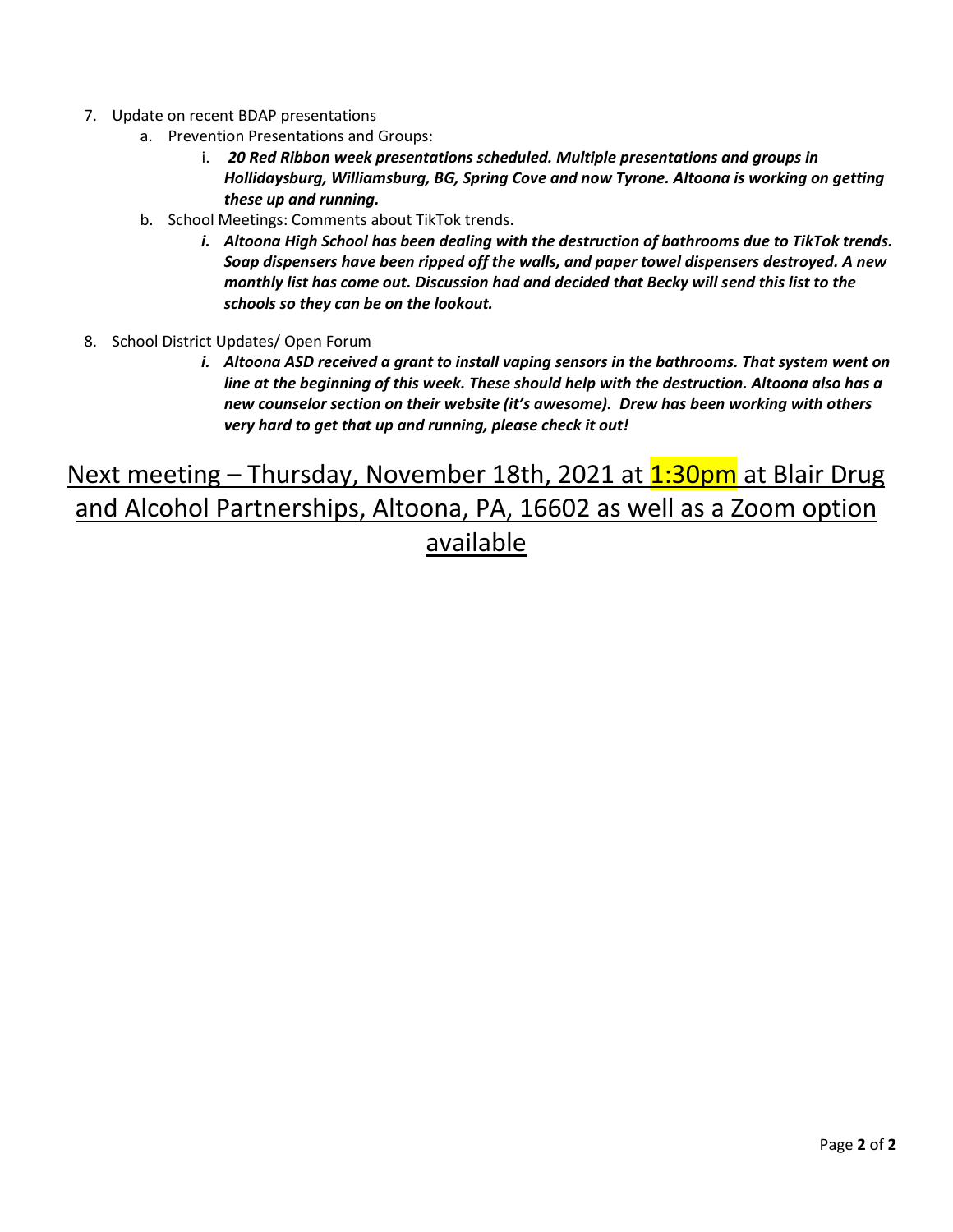7. Update on recent BDAP presentations
   a. Prevention Presentations and Groups:
      i. ***20 Red Ribbon week presentations scheduled. Multiple presentations and groups in Hollidaysburg, Williamsburg, BG, Spring Cove and now Tyrone. Altoona is working on getting these up and running.***
   b. School Meetings: Comments about TikTok trends.
      i. ***Altoona High School has been dealing with the destruction of bathrooms due to TikTok trends. Soap dispensers have been ripped off the walls, and paper towel dispensers destroyed. A new monthly list has come out. Discussion had and decided that Becky will send this list to the schools so they can be on the lookout.***
8. School District Updates/ Open Forum
      i. ***Altoona ASD received a grant to install vaping sensors in the bathrooms. That system went on line at the beginning of this week. These should help with the destruction. Altoona also has a new counselor section on their website (it's awesome). Drew has been working with others very hard to get that up and running, please check it out!***

<u>Next meeting – Thursday, November 18th, 2021 at 1:30pm at Blair Drug and Alcohol Partnerships, Altoona, PA, 16602 as well as a Zoom option available</u>